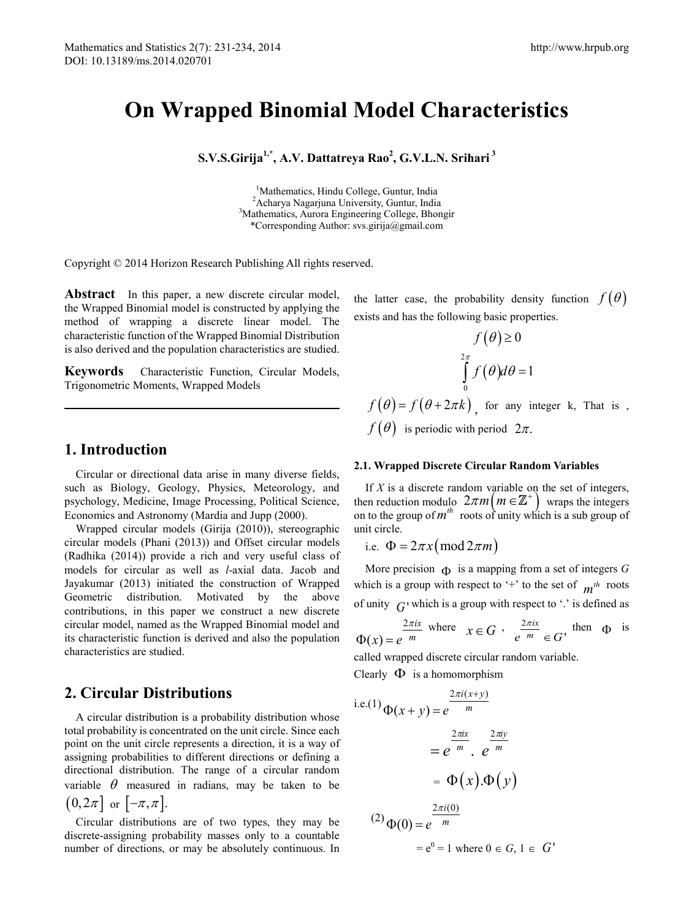# On Wrapped Binomial Model Characteristics

**S.V.S.Girija[1,*], A.V. Dattatreya Rao[2], G.V.L.N. Srihari[3]**

[1]Mathematics, Hindu College, Guntur, India
[2]Acharya Nagarjuna University, Guntur, India
[3]Mathematics, Aurora Engineering College, Bhongir
*Corresponding Author: svs.girija@gmail.com

Copyright © 2014 Horizon Research Publishing All rights reserved.

**Abstract** In this paper, a new discrete circular model, the Wrapped Binomial model is constructed by applying the method of wrapping a discrete linear model. The characteristic function of the Wrapped Binomial Distribution is also derived and the population characteristics are studied.

**Keywords** Characteristic Function, Circular Models, Trigonometric Moments, Wrapped Models

## 1. Introduction

Circular or directional data arise in many diverse fields, such as Biology, Geology, Physics, Meteorology, and psychology, Medicine, Image Processing, Political Science, Economics and Astronomy (Mardia and Jupp (2000).

Wrapped circular models (Girija (2010)), stereographic circular models (Phani (2013)) and Offset circular models (Radhika (2014)) provide a rich and very useful class of models for circular as well as *l*-axial data. Jacob and Jayakumar (2013) initiated the construction of Wrapped Geometric distribution. Motivated by the above contributions, in this paper we construct a new discrete circular model, named as the Wrapped Binomial model and its characteristic function is derived and also the population characteristics are studied.

## 2. Circular Distributions

A circular distribution is a probability distribution whose total probability is concentrated on the unit circle. Since each point on the unit circle represents a direction, it is a way of assigning probabilities to different directions or defining a directional distribution. The range of a circular random variable $\theta$ measured in radians, may be taken to be $(0, 2\pi]$ or $[-\pi, \pi]$.

Circular distributions are of two types, they may be discrete-assigning probability masses only to a countable number of directions, or may be absolutely continuous. In the latter case, the probability density function $f(\theta)$ exists and has the following basic properties.

$$f(\theta) \geq 0$$

$$\int_{0}^{2\pi} f(\theta) d\theta = 1$$

$f(\theta) = f(\theta + 2\pi k)$, for any integer k, That is , $f(\theta)$ is periodic with period $2\pi$.

### 2.1. Wrapped Discrete Circular Random Variables

If $X$ is a discrete random variable on the set of integers, then reduction modulo $2\pi m \left(m \in \mathbb{Z}^{+}\right)$ wraps the integers on to the group of $m^{th}$ roots of unity which is a sub group of unit circle.

i.e. $\Phi = 2\pi x \left(\text{mod}\, 2\pi m\right)$

More precision $\Phi$ is a mapping from a set of integers $G$ which is a group with respect to '+' to the set of $m^{th}$ roots of unity $G'$ which is a group with respect to '.' is defined as $\Phi(x) = e^{\frac{2\pi i x}{m}}$ where $x \in G$ , $e^{\frac{2\pi i x}{m}} \in G'$ then $\Phi$ is called wrapped discrete circular random variable.

Clearly $\Phi$ is a homomorphism

i.e.(1) $\Phi(x + y) = e^{\frac{2\pi i (x+y)}{m}}$

$$= e^{\frac{2\pi i x}{m}} . \ e^{\frac{2\pi i y}{m}}$$

$$= \Phi(x).\Phi(y)$$

(2) $\Phi(0) = e^{\frac{2\pi i (0)}{m}}$

$= e^{0} = 1$ where $0 \in G$, $1 \in G'$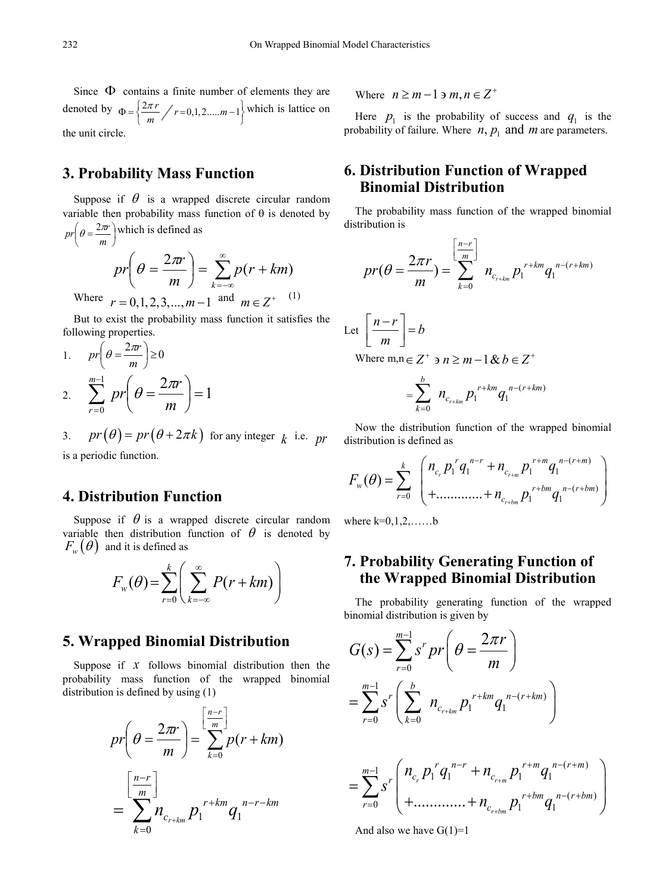Since $\Phi$ contains a finite number of elements they are denoted by $\Phi = \left\{ \frac{2\pi r}{m} \middle/ r = 0,1,2.....m-1 \right\}$ which is lattice on the unit circle.

## 3. Probability Mass Function

Suppose if $\theta$ is a wrapped discrete circular random variable then probability mass function of θ is denoted by $pr\left(\theta = \frac{2\pi r}{m}\right)$ which is defined as

$$pr\left(\theta = \frac{2\pi r}{m}\right) = \sum_{k=-\infty}^{\infty} p(r+km)$$

Where $r = 0,1,2,3,...,m-1$ and $m \in Z^+$ (1)

But to exist the probability mass function it satisfies the following properties.

1. $pr\left(\theta = \frac{2\pi r}{m}\right) \geq 0$
2. $\sum_{r=0}^{m-1} pr\left(\theta = \frac{2\pi r}{m}\right) = 1$
3. $pr(\theta) = pr(\theta + 2\pi k)$ for any integer $k$ i.e. $pr$ is a periodic function.

## 4. Distribution Function

Suppose if $\theta$ is a wrapped discrete circular random variable then distribution function of $\theta$ is denoted by $F_w(\theta)$ and it is defined as

$$F_w(\theta) = \sum_{r=0}^{k} \left( \sum_{k=-\infty}^{\infty} P(r+km) \right)$$

## 5. Wrapped Binomial Distribution

Suppose if $x$ follows binomial distribution then the probability mass function of the wrapped binomial distribution is defined by using (1)

$$pr\left(\theta = \frac{2\pi r}{m}\right) = \sum_{k=0}^{\left[\frac{n-r}{m}\right]} p(r+km)$$

$$= \sum_{k=0}^{\left[\frac{n-r}{m}\right]} n_{c_{r+km}} p_1^{r+km} q_1^{n-r-km}$$

Where $n \geq m-1 \ni m, n \in Z^+$

Here $p_1$ is the probability of success and $q_1$ is the probability of failure. Where $n, p_1$ and $m$ are parameters.

## 6. Distribution Function of Wrapped Binomial Distribution

The probability mass function of the wrapped binomial distribution is

$$pr(\theta = \frac{2\pi r}{m}) = \sum_{k=0}^{\left[\frac{n-r}{m}\right]} n_{c_{r+km}} p_1^{r+km} q_1^{n-(r+km)}$$

Let $\left[\frac{n-r}{m}\right] = b$

Where m,n $\in Z^+ \ni n \geq m-1 \ \& \ b \in Z^+$

$$= \sum_{k=0}^{b} n_{c_{r+km}} p_1^{r+km} q_1^{n-(r+km)}$$

Now the distribution function of the wrapped binomial distribution is defined as

$$F_w(\theta) = \sum_{r=0}^{k} \begin{pmatrix} n_{c_r} p_1^r q_1^{n-r} + n_{c_{r+m}} p_1^{r+m} q_1^{n-(r+m)} \\ +............+ n_{c_{r+bm}} p_1^{r+bm} q_1^{n-(r+bm)} \end{pmatrix}$$

where k=0,1,2,……b

## 7. Probability Generating Function of the Wrapped Binomial Distribution

The probability generating function of the wrapped binomial distribution is given by

$$G(s) = \sum_{r=0}^{m-1} s^r \, pr\left(\theta = \frac{2\pi r}{m}\right)$$

$$= \sum_{r=0}^{m-1} s^r \left( \sum_{k=0}^{b} n_{c_{r+km}} p_1^{r+km} q_1^{n-(r+km)} \right)$$

$$= \sum_{r=0}^{m-1} s^r \begin{pmatrix} n_{c_r} p_1^r q_1^{n-r} + n_{c_{r+m}} p_1^{r+m} q_1^{n-(r+m)} \\ +............+ n_{c_{r+bm}} p_1^{r+bm} q_1^{n-(r+bm)} \end{pmatrix}$$

And also we have G(1)=1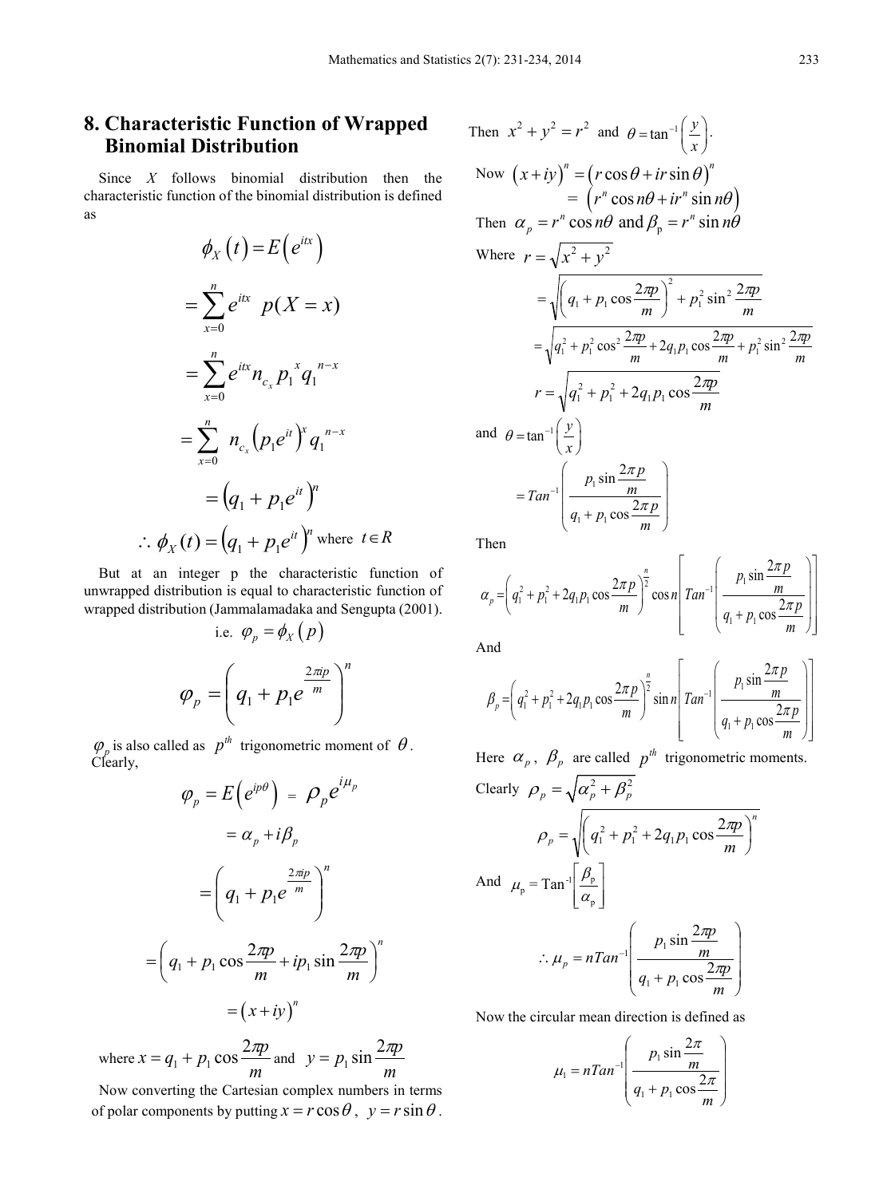## 8. Characteristic Function of Wrapped Binomial Distribution

Since $X$ follows binomial distribution then the characteristic function of the binomial distribution is defined as

$$\phi_X(t) = E\left(e^{itx}\right)$$

$$= \sum_{x=0}^{n} e^{itx} \; p(X = x)$$

$$= \sum_{x=0}^{n} e^{itx} n_{c_x} p_1^{\,x} q_1^{\,n-x}$$

$$= \sum_{x=0}^{n} \; n_{c_x} \left(p_1 e^{it}\right)^x q_1^{\,n-x}$$

$$= \left(q_1 + p_1 e^{it}\right)^n$$

$$\therefore \phi_X(t) = \left(q_1 + p_1 e^{it}\right)^n \text{ where } t \in R$$

But at an integer p the characteristic function of unwrapped distribution is equal to characteristic function of wrapped distribution (Jammalamadaka and Sengupta (2001).

i.e. $\varphi_p = \phi_X(p)$

$$\varphi_p = \left(q_1 + p_1 e^{\frac{2\pi i p}{m}}\right)^n$$

$\varphi_p$ is also called as $p^{th}$ trigonometric moment of $\theta$. Clearly,

$$\varphi_p = E\left(e^{ip\theta}\right) = \rho_p e^{i\mu_p}$$

$$= \alpha_p + i\beta_p$$

$$= \left(q_1 + p_1 e^{\frac{2\pi i p}{m}}\right)^n$$

$$= \left(q_1 + p_1 \cos\frac{2\pi p}{m} + i p_1 \sin\frac{2\pi p}{m}\right)^n$$

$$= (x + iy)^n$$

where $x = q_1 + p_1 \cos\frac{2\pi p}{m}$ and $y = p_1 \sin\frac{2\pi p}{m}$

Now converting the Cartesian complex numbers in terms of polar components by putting $x = r\cos\theta$, $y = r\sin\theta$.

Then $x^2 + y^2 = r^2$ and $\theta = \tan^{-1}\left(\frac{y}{x}\right)$.

Now $(x+iy)^n = (r\cos\theta + ir\sin\theta)^n$
$= \left(r^n \cos n\theta + i r^n \sin n\theta\right)$

Then $\alpha_p = r^n \cos n\theta$ and $\beta_p = r^n \sin n\theta$

Where $r = \sqrt{x^2 + y^2}$

$$= \sqrt{\left(q_1 + p_1 \cos\frac{2\pi p}{m}\right)^2 + p_1^2 \sin^2\frac{2\pi p}{m}}$$

$$= \sqrt{q_1^2 + p_1^2 \cos^2\frac{2\pi p}{m} + 2 q_1 p_1 \cos\frac{2\pi p}{m} + p_1^2 \sin^2\frac{2\pi p}{m}}$$

$$r = \sqrt{q_1^2 + p_1^2 + 2 q_1 p_1 \cos\frac{2\pi p}{m}}$$

and $\theta = \tan^{-1}\left(\frac{y}{x}\right)$

$$= Tan^{-1}\left(\frac{p_1 \sin\frac{2\pi p}{m}}{q_1 + p_1 \cos\frac{2\pi p}{m}}\right)$$

Then

$$\alpha_p = \left(q_1^2 + p_1^2 + 2 q_1 p_1 \cos\frac{2\pi p}{m}\right)^{\frac{n}{2}} \cos n\left[Tan^{-1}\left(\frac{p_1 \sin\frac{2\pi p}{m}}{q_1 + p_1 \cos\frac{2\pi p}{m}}\right)\right]$$

And

$$\beta_p = \left(q_1^2 + p_1^2 + 2 q_1 p_1 \cos\frac{2\pi p}{m}\right)^{\frac{n}{2}} \sin n\left[Tan^{-1}\left(\frac{p_1 \sin\frac{2\pi p}{m}}{q_1 + p_1 \cos\frac{2\pi p}{m}}\right)\right]$$

Here $\alpha_p$, $\beta_p$ are called $p^{th}$ trigonometric moments.

Clearly $\rho_p = \sqrt{\alpha_p^2 + \beta_p^2}$

$$\rho_p = \sqrt{\left(q_1^2 + p_1^2 + 2 q_1 p_1 \cos\frac{2\pi p}{m}\right)^n}$$

And $\mu_p = \text{Tan}^{-1}\left[\frac{\beta_p}{\alpha_p}\right]$

$$\therefore \mu_p = n Tan^{-1}\left(\frac{p_1 \sin\frac{2\pi p}{m}}{q_1 + p_1 \cos\frac{2\pi p}{m}}\right)$$

Now the circular mean direction is defined as

$$\mu_1 = n Tan^{-1}\left(\frac{p_1 \sin\frac{2\pi}{m}}{q_1 + p_1 \cos\frac{2\pi}{m}}\right)$$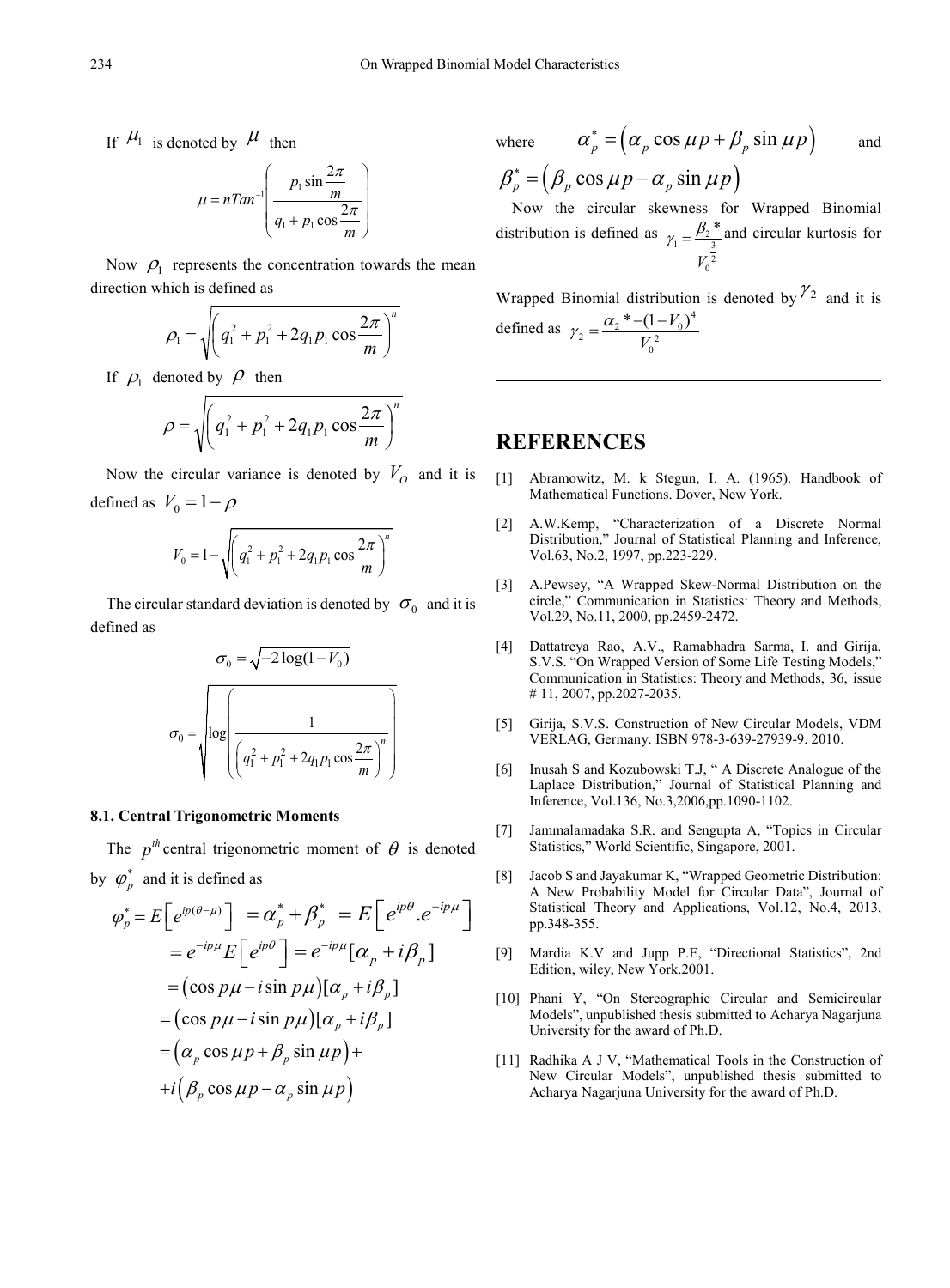If $\mu_1$ is denoted by $\mu$ then

$$\mu = nTan^{-1}\left(\frac{p_1 \sin\frac{2\pi}{m}}{q_1 + p_1\cos\frac{2\pi}{m}}\right)$$

Now $\rho_1$ represents the concentration towards the mean direction which is defined as

$$\rho_1 = \sqrt{\left(q_1^2 + p_1^2 + 2q_1p_1\cos\frac{2\pi}{m}\right)^n}$$

If $\rho_1$ denoted by $\rho$ then

$$\rho = \sqrt{\left(q_1^2 + p_1^2 + 2q_1p_1\cos\frac{2\pi}{m}\right)^n}$$

Now the circular variance is denoted by $V_O$ and it is defined as $V_0 = 1 - \rho$

$$V_0 = 1 - \sqrt{\left(q_1^2 + p_1^2 + 2q_1p_1\cos\frac{2\pi}{m}\right)^n}$$

The circular standard deviation is denoted by $\sigma_0$ and it is defined as

$$\sigma_0 = \sqrt{-2\log(1 - V_0)}$$

$$\sigma_0 = \sqrt{\log\left(\frac{1}{\left(q_1^2 + p_1^2 + 2q_1p_1\cos\frac{2\pi}{m}\right)^n}\right)}$$

### 8.1. Central Trigonometric Moments

The $p^{th}$ central trigonometric moment of $\theta$ is denoted by $\varphi_p^*$ and it is defined as

$$\begin{aligned}
\varphi_p^* = E\left[e^{ip(\theta-\mu)}\right] &= \alpha_p^* + \beta_p^* = E\left[e^{ip\theta}.e^{-ip\mu}\right] \\
&= e^{-ip\mu}E\left[e^{ip\theta}\right] = e^{-ip\mu}[\alpha_p + i\beta_p] \\
&= \left(\cos p\mu - i\sin p\mu\right)[\alpha_p + i\beta_p] \\
&= \left(\cos p\mu - i\sin p\mu\right)[\alpha_p + i\beta_p] \\
&= \left(\alpha_p\cos\mu p + \beta_p\sin\mu p\right) + \\
&\quad + i\left(\beta_p\cos\mu p - \alpha_p\sin\mu p\right)
\end{aligned}$$

where $\alpha_p^* = \left(\alpha_p\cos\mu p + \beta_p\sin\mu p\right)$ and $\beta_p^* = \left(\beta_p\cos\mu p - \alpha_p\sin\mu p\right)$

Now the circular skewness for Wrapped Binomial distribution is defined as $\gamma_1 = \frac{\beta_2 *}{V_0^{\frac{3}{2}}}$ and circular kurtosis for Wrapped Binomial distribution is denoted by $\gamma_2$ and it is defined as $\gamma_2 = \frac{\alpha_2 * - (1 - V_0)^4}{V_0^{\,2}}$

## REFERENCES

[1] Abramowitz, M. k Stegun, I. A. (1965). Handbook of Mathematical Functions. Dover, New York.

[2] A.W.Kemp, "Characterization of a Discrete Normal Distribution," Journal of Statistical Planning and Inference, Vol.63, No.2, 1997, pp.223-229.

[3] A.Pewsey, "A Wrapped Skew-Normal Distribution on the circle," Communication in Statistics: Theory and Methods, Vol.29, No.11, 2000, pp.2459-2472.

[4] Dattatreya Rao, A.V., Ramabhadra Sarma, I. and Girija, S.V.S. "On Wrapped Version of Some Life Testing Models," Communication in Statistics: Theory and Methods, 36, issue # 11, 2007, pp.2027-2035.

[5] Girija, S.V.S. Construction of New Circular Models, VDM VERLAG, Germany. ISBN 978-3-639-27939-9. 2010.

[6] Inusah S and Kozubowski T.J, " A Discrete Analogue of the Laplace Distribution," Journal of Statistical Planning and Inference, Vol.136, No.3,2006,pp.1090-1102.

[7] Jammalamadaka S.R. and Sengupta A, "Topics in Circular Statistics," World Scientific, Singapore, 2001.

[8] Jacob S and Jayakumar K, "Wrapped Geometric Distribution: A New Probability Model for Circular Data", Journal of Statistical Theory and Applications, Vol.12, No.4, 2013, pp.348-355.

[9] Mardia K.V and Jupp P.E, "Directional Statistics", 2nd Edition, wiley, New York.2001.

[10] Phani Y, "On Stereographic Circular and Semicircular Models", unpublished thesis submitted to Acharya Nagarjuna University for the award of Ph.D.

[11] Radhika A J V, "Mathematical Tools in the Construction of New Circular Models", unpublished thesis submitted to Acharya Nagarjuna University for the award of Ph.D.